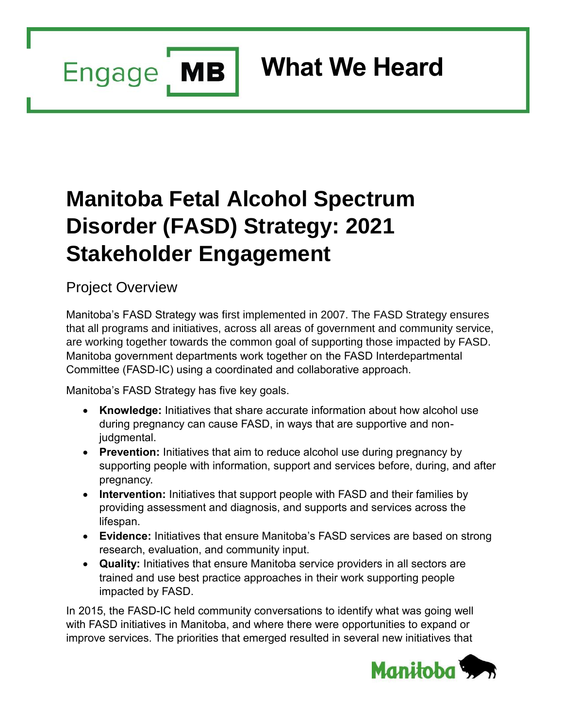Engage MB

# What We Heard

# Manitoba Fetal Alcohol Spectrum Disorder (FASD) Strategy: 2021 Stakeholder Engagement

## Project Overview

Manitoba's FASD Strategy was first implemented in 2007. The FASD Strategy ensures that all programs and initiatives, across all areas of government and community service, are working together towards the common goal of supporting those impacted by FASD. Manitoba government departments work together on the FASD Interdepartmental Committee (FASD-IC) using a coordinated and collaborative approach.

Manitoba's FASD Strategy has five key goals.

- **Knowledge:** Initiatives that share accurate information about how alcohol use during pregnancy can cause FASD, in ways that are supportive and non-judgmental.
- **Prevention:** Initiatives that aim to reduce alcohol use during pregnancy by supporting people with information, support and services before, during, and after pregnancy.
- **Intervention:** Initiatives that support people with FASD and their families by providing assessment and diagnosis, and supports and services across the lifespan.
- **Evidence:** Initiatives that ensure Manitoba's FASD services are based on strong research, evaluation, and community input.
- **Quality:** Initiatives that ensure Manitoba service providers in all sectors are trained and use best practice approaches in their work supporting people impacted by FASD.

In 2015, the FASD-IC held community conversations to identify what was going well with FASD initiatives in Manitoba, and where there were opportunities to expand or improve services. The priorities that emerged resulted in several new initiatives that

Manitoba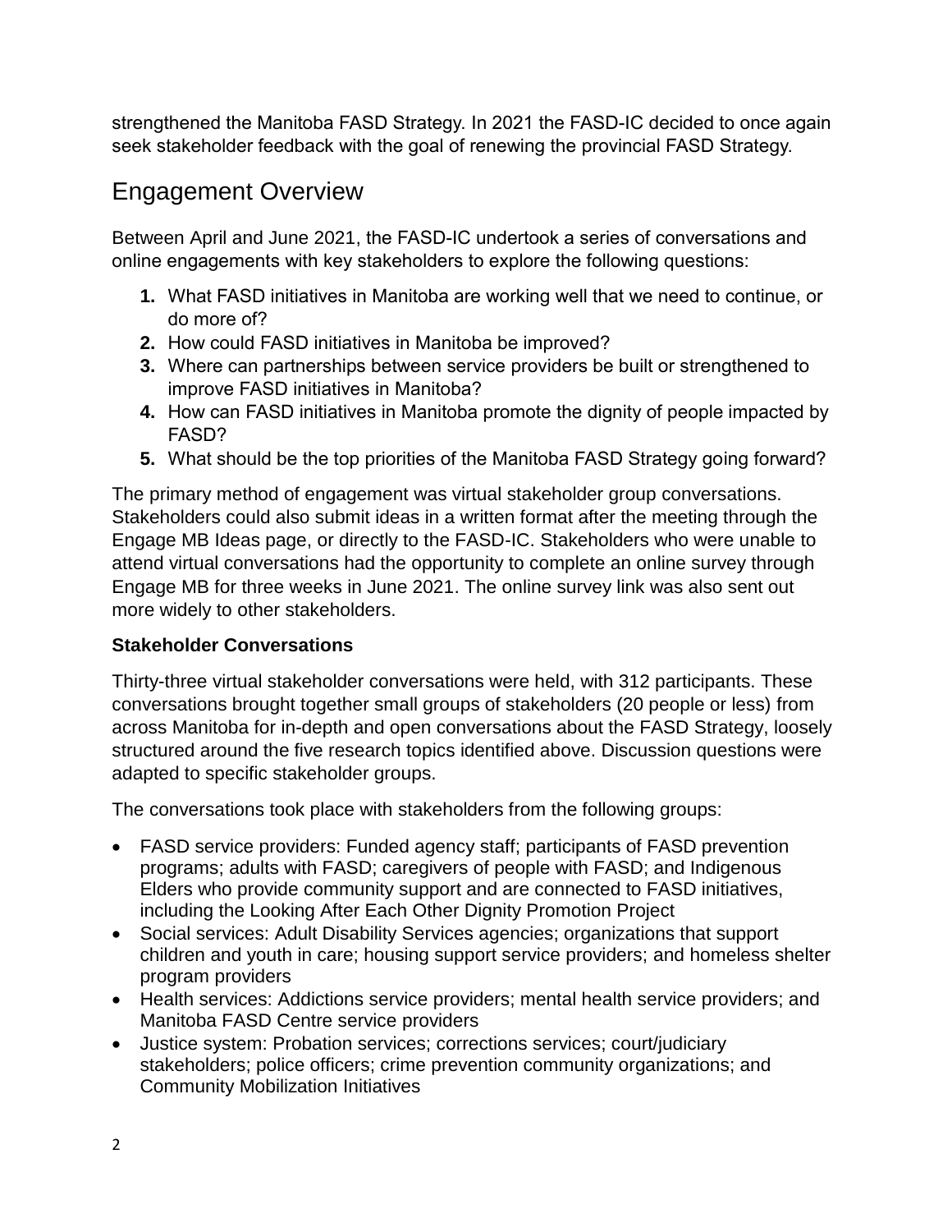strengthened the Manitoba FASD Strategy. In 2021 the FASD-IC decided to once again seek stakeholder feedback with the goal of renewing the provincial FASD Strategy.

## Engagement Overview

Between April and June 2021, the FASD-IC undertook a series of conversations and online engagements with key stakeholders to explore the following questions:

1. What FASD initiatives in Manitoba are working well that we need to continue, or do more of?
2. How could FASD initiatives in Manitoba be improved?
3. Where can partnerships between service providers be built or strengthened to improve FASD initiatives in Manitoba?
4. How can FASD initiatives in Manitoba promote the dignity of people impacted by FASD?
5. What should be the top priorities of the Manitoba FASD Strategy going forward?

The primary method of engagement was virtual stakeholder group conversations. Stakeholders could also submit ideas in a written format after the meeting through the Engage MB Ideas page, or directly to the FASD-IC. Stakeholders who were unable to attend virtual conversations had the opportunity to complete an online survey through Engage MB for three weeks in June 2021. The online survey link was also sent out more widely to other stakeholders.

**Stakeholder Conversations**

Thirty-three virtual stakeholder conversations were held, with 312 participants. These conversations brought together small groups of stakeholders (20 people or less) from across Manitoba for in-depth and open conversations about the FASD Strategy, loosely structured around the five research topics identified above. Discussion questions were adapted to specific stakeholder groups.

The conversations took place with stakeholders from the following groups:

- FASD service providers: Funded agency staff; participants of FASD prevention programs; adults with FASD; caregivers of people with FASD; and Indigenous Elders who provide community support and are connected to FASD initiatives, including the Looking After Each Other Dignity Promotion Project
- Social services: Adult Disability Services agencies; organizations that support children and youth in care; housing support service providers; and homeless shelter program providers
- Health services: Addictions service providers; mental health service providers; and Manitoba FASD Centre service providers
- Justice system: Probation services; corrections services; court/judiciary stakeholders; police officers; crime prevention community organizations; and Community Mobilization Initiatives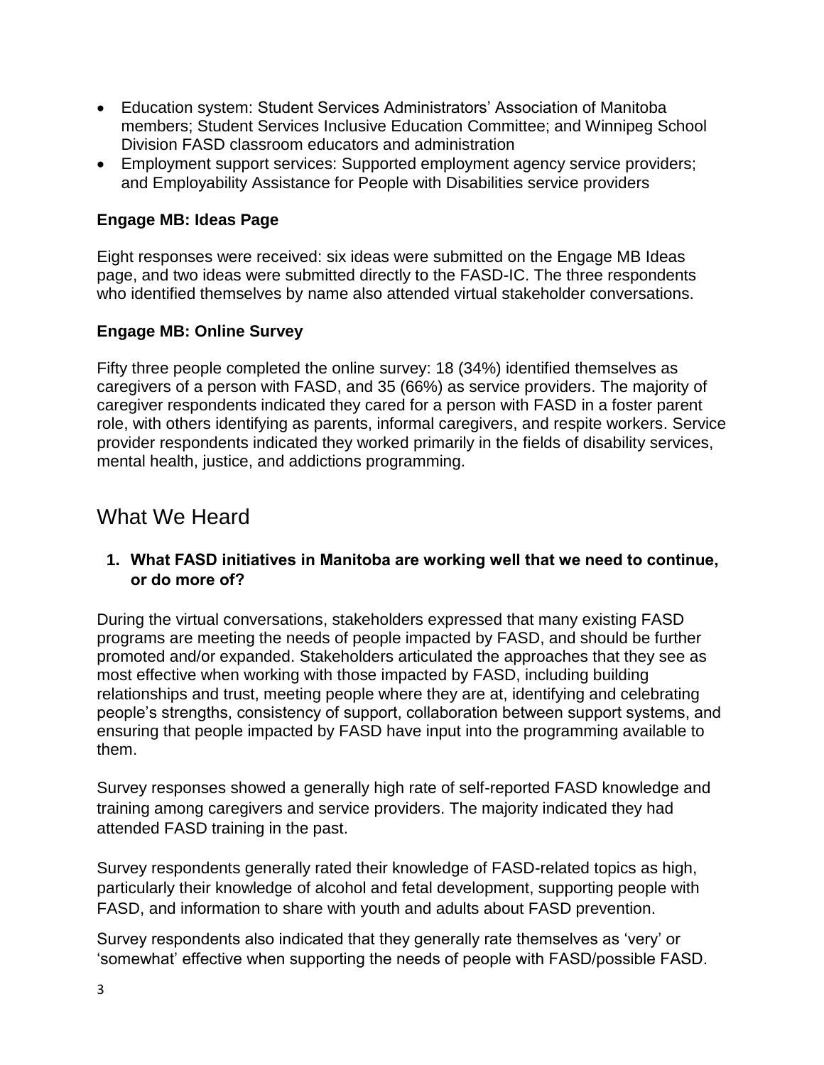- Education system: Student Services Administrators' Association of Manitoba members; Student Services Inclusive Education Committee; and Winnipeg School Division FASD classroom educators and administration
- Employment support services: Supported employment agency service providers; and Employability Assistance for People with Disabilities service providers

**Engage MB: Ideas Page**

Eight responses were received: six ideas were submitted on the Engage MB Ideas page, and two ideas were submitted directly to the FASD-IC. The three respondents who identified themselves by name also attended virtual stakeholder conversations.

**Engage MB: Online Survey**

Fifty three people completed the online survey: 18 (34%) identified themselves as caregivers of a person with FASD, and 35 (66%) as service providers. The majority of caregiver respondents indicated they cared for a person with FASD in a foster parent role, with others identifying as parents, informal caregivers, and respite workers. Service provider respondents indicated they worked primarily in the fields of disability services, mental health, justice, and addictions programming.

## What We Heard

1. **What FASD initiatives in Manitoba are working well that we need to continue, or do more of?**

During the virtual conversations, stakeholders expressed that many existing FASD programs are meeting the needs of people impacted by FASD, and should be further promoted and/or expanded. Stakeholders articulated the approaches that they see as most effective when working with those impacted by FASD, including building relationships and trust, meeting people where they are at, identifying and celebrating people's strengths, consistency of support, collaboration between support systems, and ensuring that people impacted by FASD have input into the programming available to them.

Survey responses showed a generally high rate of self-reported FASD knowledge and training among caregivers and service providers. The majority indicated they had attended FASD training in the past.

Survey respondents generally rated their knowledge of FASD-related topics as high, particularly their knowledge of alcohol and fetal development, supporting people with FASD, and information to share with youth and adults about FASD prevention.

Survey respondents also indicated that they generally rate themselves as 'very' or 'somewhat' effective when supporting the needs of people with FASD/possible FASD.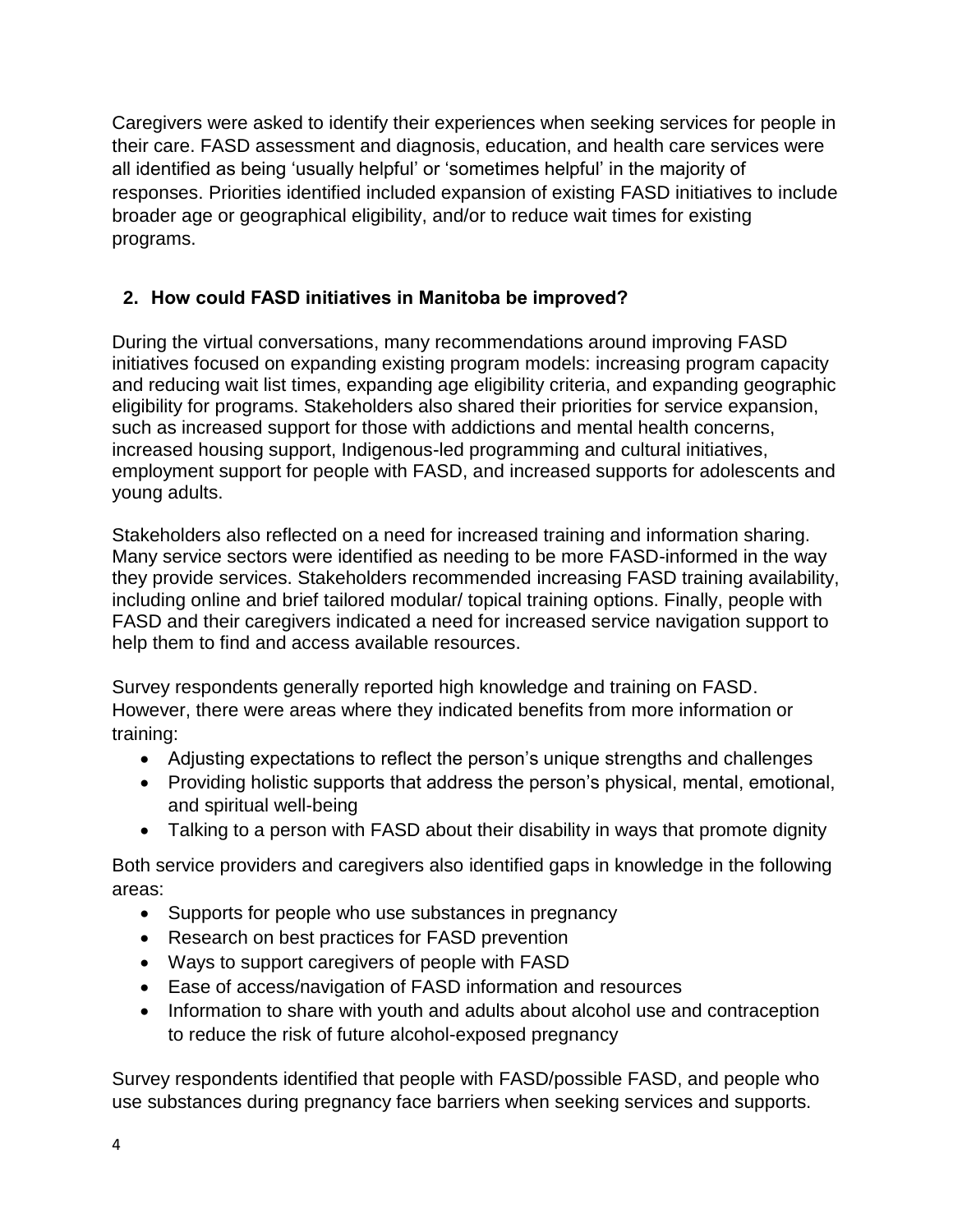Caregivers were asked to identify their experiences when seeking services for people in their care. FASD assessment and diagnosis, education, and health care services were all identified as being 'usually helpful' or 'sometimes helpful' in the majority of responses. Priorities identified included expansion of existing FASD initiatives to include broader age or geographical eligibility, and/or to reduce wait times for existing programs.

## 2. How could FASD initiatives in Manitoba be improved?

During the virtual conversations, many recommendations around improving FASD initiatives focused on expanding existing program models: increasing program capacity and reducing wait list times, expanding age eligibility criteria, and expanding geographic eligibility for programs. Stakeholders also shared their priorities for service expansion, such as increased support for those with addictions and mental health concerns, increased housing support, Indigenous-led programming and cultural initiatives, employment support for people with FASD, and increased supports for adolescents and young adults.

Stakeholders also reflected on a need for increased training and information sharing. Many service sectors were identified as needing to be more FASD-informed in the way they provide services. Stakeholders recommended increasing FASD training availability, including online and brief tailored modular/ topical training options. Finally, people with FASD and their caregivers indicated a need for increased service navigation support to help them to find and access available resources.

Survey respondents generally reported high knowledge and training on FASD. However, there were areas where they indicated benefits from more information or training:

- Adjusting expectations to reflect the person's unique strengths and challenges
- Providing holistic supports that address the person's physical, mental, emotional, and spiritual well-being
- Talking to a person with FASD about their disability in ways that promote dignity

Both service providers and caregivers also identified gaps in knowledge in the following areas:

- Supports for people who use substances in pregnancy
- Research on best practices for FASD prevention
- Ways to support caregivers of people with FASD
- Ease of access/navigation of FASD information and resources
- Information to share with youth and adults about alcohol use and contraception to reduce the risk of future alcohol-exposed pregnancy

Survey respondents identified that people with FASD/possible FASD, and people who use substances during pregnancy face barriers when seeking services and supports.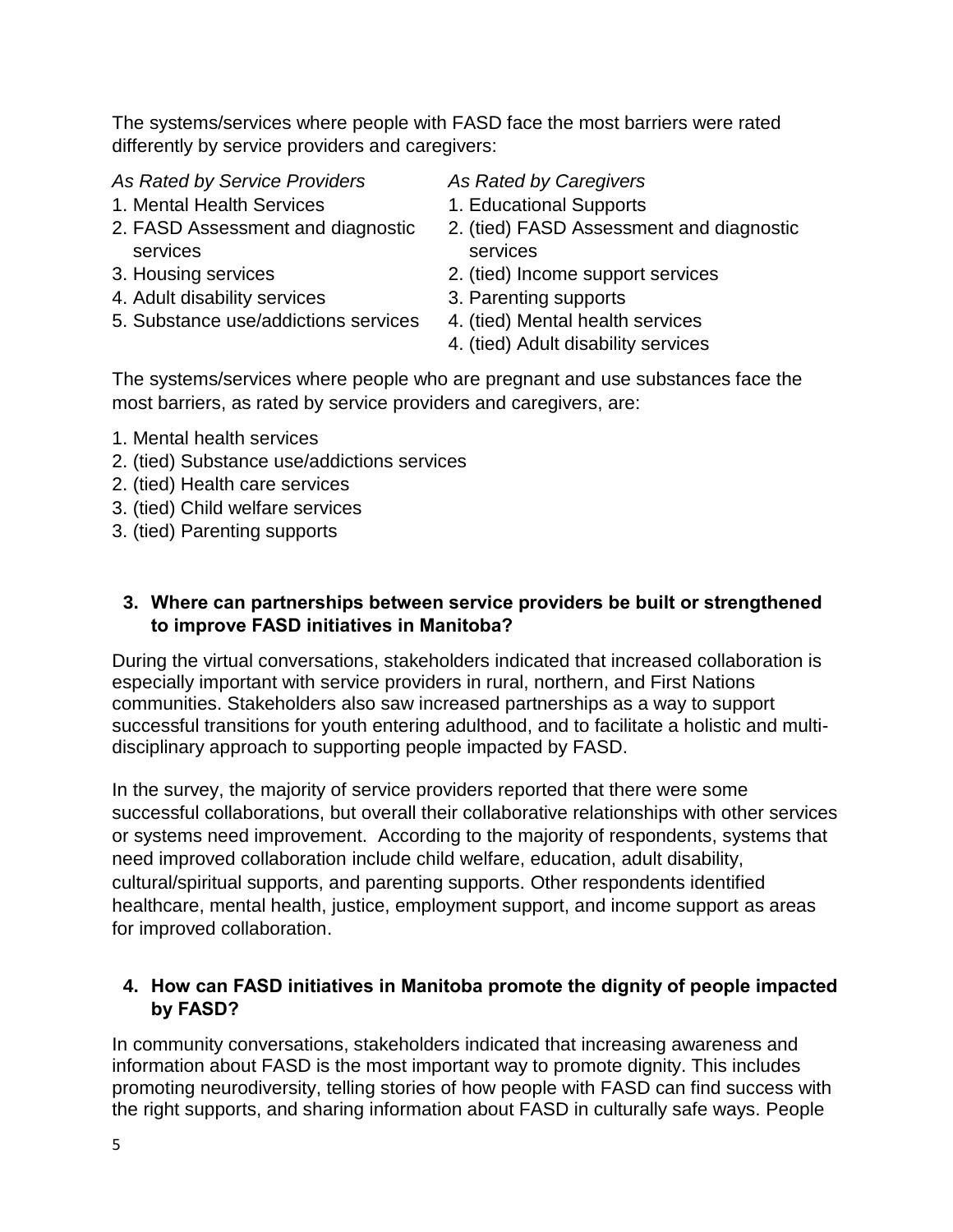The systems/services where people with FASD face the most barriers were rated differently by service providers and caregivers:

*As Rated by Service Providers*

1. Mental Health Services
2. FASD Assessment and diagnostic services
3. Housing services
4. Adult disability services
5. Substance use/addictions services

*As Rated by Caregivers*

1. Educational Supports
2. (tied) FASD Assessment and diagnostic services
2. (tied) Income support services
3. Parenting supports
4. (tied) Mental health services
4. (tied) Adult disability services

The systems/services where people who are pregnant and use substances face the most barriers, as rated by service providers and caregivers, are:

1. Mental health services
2. (tied) Substance use/addictions services
2. (tied) Health care services
3. (tied) Child welfare services
3. (tied) Parenting supports

### 3. Where can partnerships between service providers be built or strengthened to improve FASD initiatives in Manitoba?

During the virtual conversations, stakeholders indicated that increased collaboration is especially important with service providers in rural, northern, and First Nations communities. Stakeholders also saw increased partnerships as a way to support successful transitions for youth entering adulthood, and to facilitate a holistic and multi-disciplinary approach to supporting people impacted by FASD.

In the survey, the majority of service providers reported that there were some successful collaborations, but overall their collaborative relationships with other services or systems need improvement. According to the majority of respondents, systems that need improved collaboration include child welfare, education, adult disability, cultural/spiritual supports, and parenting supports. Other respondents identified healthcare, mental health, justice, employment support, and income support as areas for improved collaboration.

### 4. How can FASD initiatives in Manitoba promote the dignity of people impacted by FASD?

In community conversations, stakeholders indicated that increasing awareness and information about FASD is the most important way to promote dignity. This includes promoting neurodiversity, telling stories of how people with FASD can find success with the right supports, and sharing information about FASD in culturally safe ways. People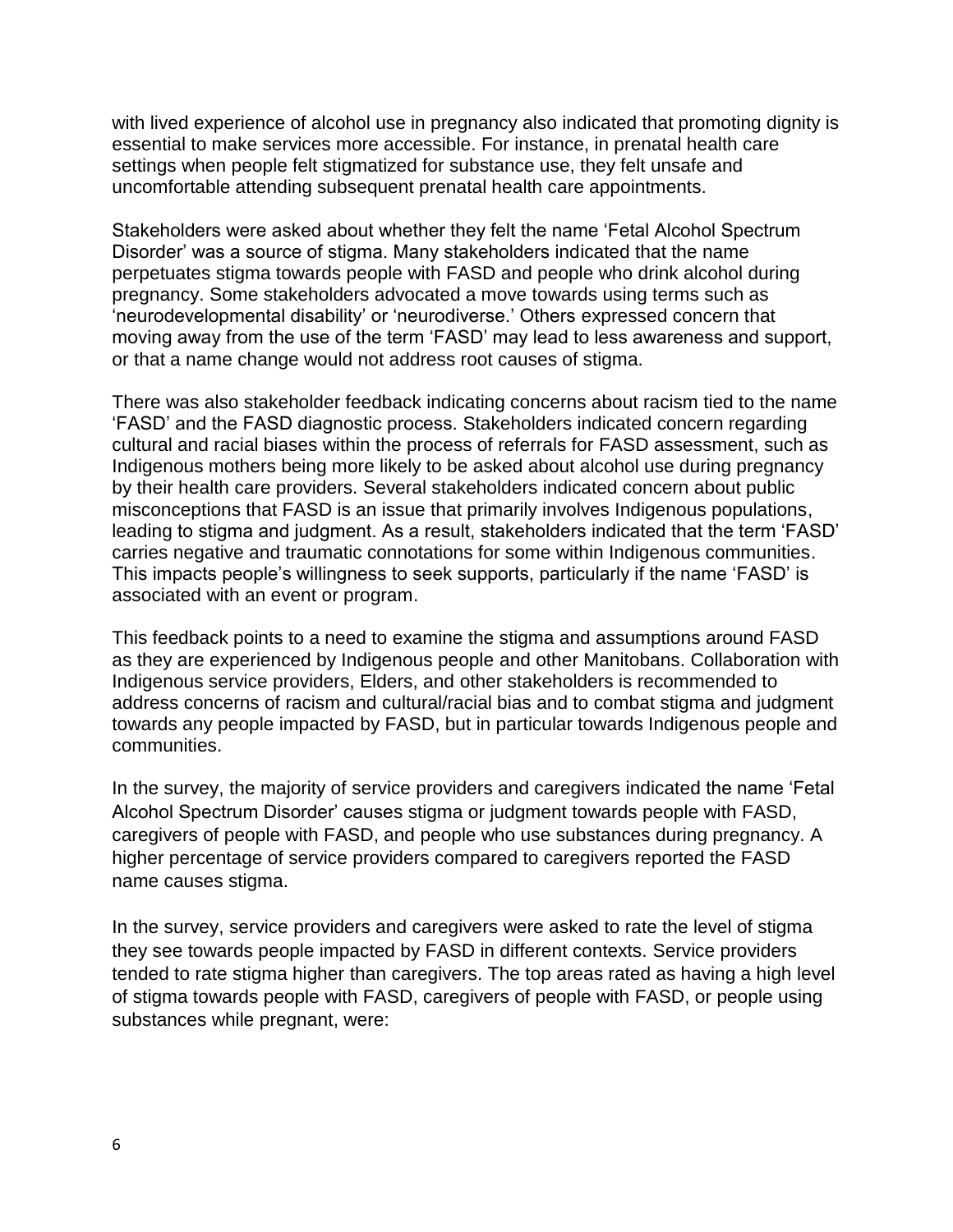with lived experience of alcohol use in pregnancy also indicated that promoting dignity is essential to make services more accessible. For instance, in prenatal health care settings when people felt stigmatized for substance use, they felt unsafe and uncomfortable attending subsequent prenatal health care appointments.

Stakeholders were asked about whether they felt the name 'Fetal Alcohol Spectrum Disorder' was a source of stigma. Many stakeholders indicated that the name perpetuates stigma towards people with FASD and people who drink alcohol during pregnancy. Some stakeholders advocated a move towards using terms such as 'neurodevelopmental disability' or 'neurodiverse.' Others expressed concern that moving away from the use of the term 'FASD' may lead to less awareness and support, or that a name change would not address root causes of stigma.

There was also stakeholder feedback indicating concerns about racism tied to the name 'FASD' and the FASD diagnostic process. Stakeholders indicated concern regarding cultural and racial biases within the process of referrals for FASD assessment, such as Indigenous mothers being more likely to be asked about alcohol use during pregnancy by their health care providers. Several stakeholders indicated concern about public misconceptions that FASD is an issue that primarily involves Indigenous populations, leading to stigma and judgment. As a result, stakeholders indicated that the term 'FASD' carries negative and traumatic connotations for some within Indigenous communities. This impacts people's willingness to seek supports, particularly if the name 'FASD' is associated with an event or program.

This feedback points to a need to examine the stigma and assumptions around FASD as they are experienced by Indigenous people and other Manitobans. Collaboration with Indigenous service providers, Elders, and other stakeholders is recommended to address concerns of racism and cultural/racial bias and to combat stigma and judgment towards any people impacted by FASD, but in particular towards Indigenous people and communities.

In the survey, the majority of service providers and caregivers indicated the name 'Fetal Alcohol Spectrum Disorder' causes stigma or judgment towards people with FASD, caregivers of people with FASD, and people who use substances during pregnancy. A higher percentage of service providers compared to caregivers reported the FASD name causes stigma.

In the survey, service providers and caregivers were asked to rate the level of stigma they see towards people impacted by FASD in different contexts. Service providers tended to rate stigma higher than caregivers. The top areas rated as having a high level of stigma towards people with FASD, caregivers of people with FASD, or people using substances while pregnant, were: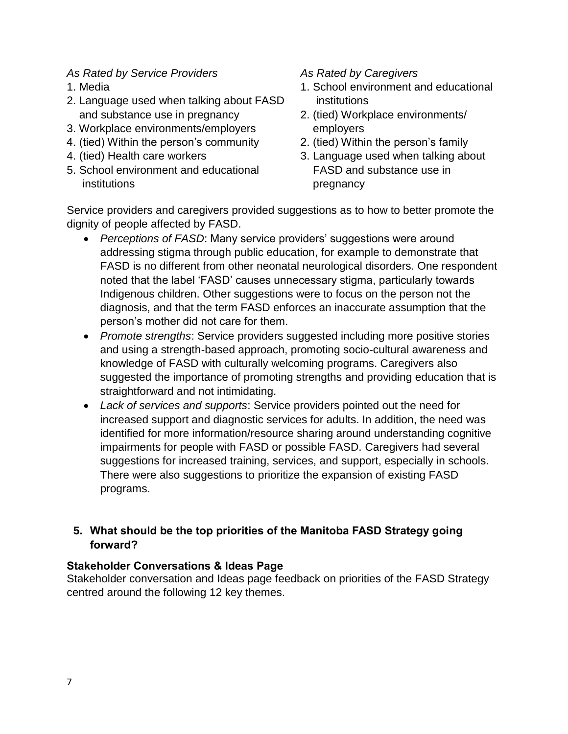*As Rated by Service Providers*

1. Media
2. Language used when talking about FASD and substance use in pregnancy
3. Workplace environments/employers
4. (tied) Within the person's community
4. (tied) Health care workers
5. School environment and educational institutions

*As Rated by Caregivers*

1. School environment and educational institutions
2. (tied) Workplace environments/ employers
2. (tied) Within the person's family
3. Language used when talking about FASD and substance use in pregnancy

Service providers and caregivers provided suggestions as to how to better promote the dignity of people affected by FASD.

- *Perceptions of FASD*: Many service providers' suggestions were around addressing stigma through public education, for example to demonstrate that FASD is no different from other neonatal neurological disorders. One respondent noted that the label 'FASD' causes unnecessary stigma, particularly towards Indigenous children. Other suggestions were to focus on the person not the diagnosis, and that the term FASD enforces an inaccurate assumption that the person's mother did not care for them.
- *Promote strengths*: Service providers suggested including more positive stories and using a strength-based approach, promoting socio-cultural awareness and knowledge of FASD with culturally welcoming programs. Caregivers also suggested the importance of promoting strengths and providing education that is straightforward and not intimidating.
- *Lack of services and supports*: Service providers pointed out the need for increased support and diagnostic services for adults. In addition, the need was identified for more information/resource sharing around understanding cognitive impairments for people with FASD or possible FASD. Caregivers had several suggestions for increased training, services, and support, especially in schools. There were also suggestions to prioritize the expansion of existing FASD programs.

## 5. What should be the top priorities of the Manitoba FASD Strategy going forward?

### Stakeholder Conversations & Ideas Page

Stakeholder conversation and Ideas page feedback on priorities of the FASD Strategy centred around the following 12 key themes.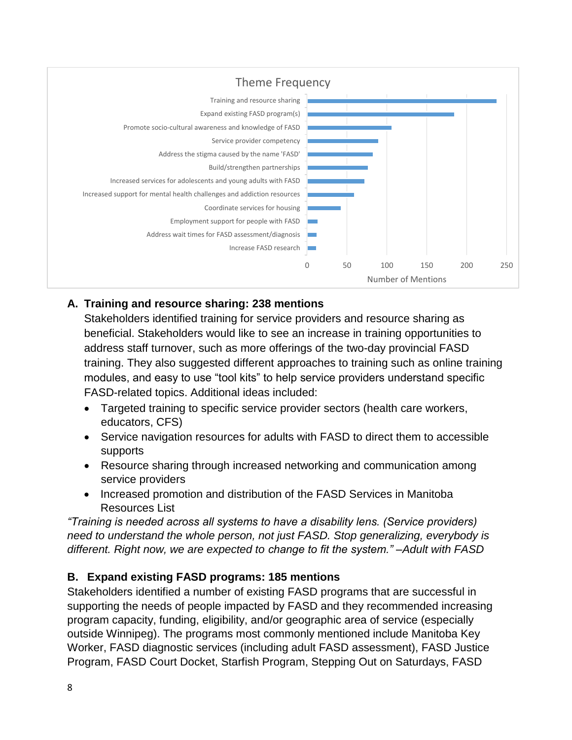Theme Frequency

| Theme | Number of Mentions |
|---|---|
| Training and resource sharing | 238 |
| Expand existing FASD program(s) | 185 |
| Promote socio-cultural awareness and knowledge of FASD | ~106 |
| Service provider competency | ~89 |
| Address the stigma caused by the name 'FASD' | ~82 |
| Build/strengthen partnerships | ~76 |
| Increased services for adolescents and young adults with FASD | ~72 |
| Increased support for mental health challenges and addiction resources | ~59 |
| Coordinate services for housing | ~42 |
| Employment support for people with FASD | ~13 |
| Address wait times for FASD assessment/diagnosis | ~12 |
| Increase FASD research | ~11 |

**A. Training and resource sharing: 238 mentions**

Stakeholders identified training for service providers and resource sharing as beneficial. Stakeholders would like to see an increase in training opportunities to address staff turnover, such as more offerings of the two-day provincial FASD training. They also suggested different approaches to training such as online training modules, and easy to use "tool kits" to help service providers understand specific FASD-related topics. Additional ideas included:

- Targeted training to specific service provider sectors (health care workers, educators, CFS)
- Service navigation resources for adults with FASD to direct them to accessible supports
- Resource sharing through increased networking and communication among service providers
- Increased promotion and distribution of the FASD Services in Manitoba Resources List

*"Training is needed across all systems to have a disability lens. (Service providers) need to understand the whole person, not just FASD. Stop generalizing, everybody is different. Right now, we are expected to change to fit the system." –Adult with FASD*

**B. Expand existing FASD programs: 185 mentions**

Stakeholders identified a number of existing FASD programs that are successful in supporting the needs of people impacted by FASD and they recommended increasing program capacity, funding, eligibility, and/or geographic area of service (especially outside Winnipeg). The programs most commonly mentioned include Manitoba Key Worker, FASD diagnostic services (including adult FASD assessment), FASD Justice Program, FASD Court Docket, Starfish Program, Stepping Out on Saturdays, FASD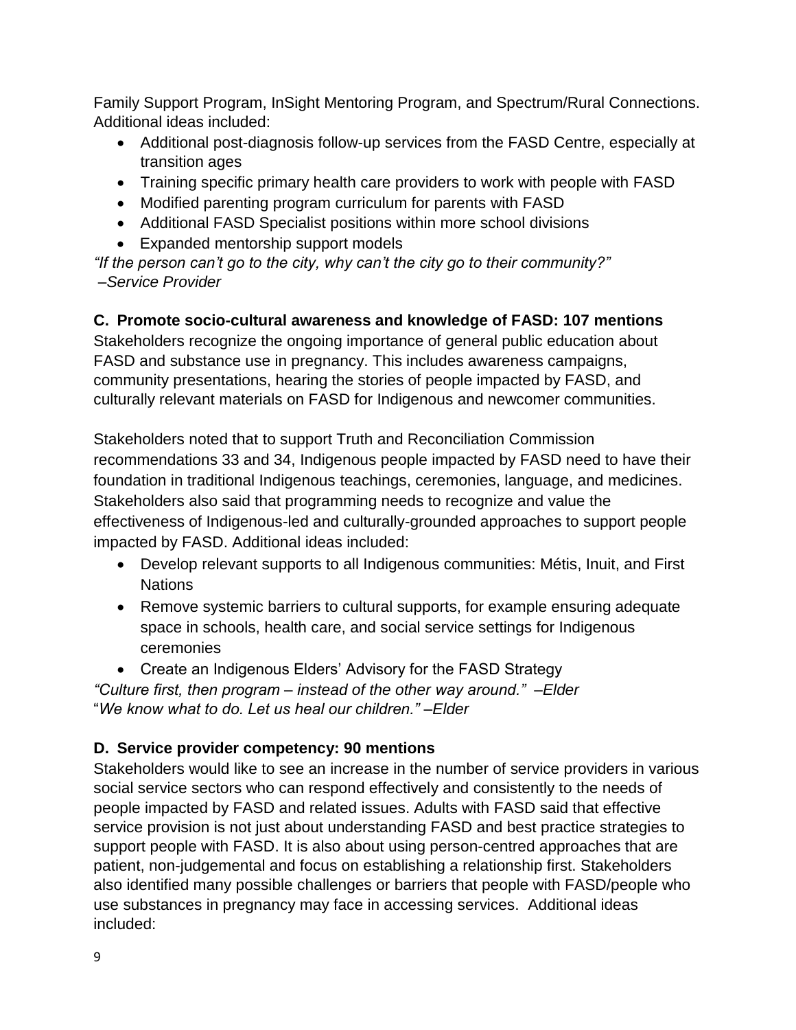Family Support Program, InSight Mentoring Program, and Spectrum/Rural Connections. Additional ideas included:

- Additional post-diagnosis follow-up services from the FASD Centre, especially at transition ages
- Training specific primary health care providers to work with people with FASD
- Modified parenting program curriculum for parents with FASD
- Additional FASD Specialist positions within more school divisions
- Expanded mentorship support models

*"If the person can't go to the city, why can't the city go to their community?"*
*–Service Provider*

**C. Promote socio-cultural awareness and knowledge of FASD: 107 mentions**

Stakeholders recognize the ongoing importance of general public education about FASD and substance use in pregnancy. This includes awareness campaigns, community presentations, hearing the stories of people impacted by FASD, and culturally relevant materials on FASD for Indigenous and newcomer communities.

Stakeholders noted that to support Truth and Reconciliation Commission recommendations 33 and 34, Indigenous people impacted by FASD need to have their foundation in traditional Indigenous teachings, ceremonies, language, and medicines. Stakeholders also said that programming needs to recognize and value the effectiveness of Indigenous-led and culturally-grounded approaches to support people impacted by FASD. Additional ideas included:

- Develop relevant supports to all Indigenous communities: Métis, Inuit, and First Nations
- Remove systemic barriers to cultural supports, for example ensuring adequate space in schools, health care, and social service settings for Indigenous ceremonies
- Create an Indigenous Elders' Advisory for the FASD Strategy

*"Culture first, then program – instead of the other way around." –Elder*
"*We know what to do. Let us heal our children." –Elder*

**D. Service provider competency: 90 mentions**

Stakeholders would like to see an increase in the number of service providers in various social service sectors who can respond effectively and consistently to the needs of people impacted by FASD and related issues. Adults with FASD said that effective service provision is not just about understanding FASD and best practice strategies to support people with FASD. It is also about using person-centred approaches that are patient, non-judgemental and focus on establishing a relationship first. Stakeholders also identified many possible challenges or barriers that people with FASD/people who use substances in pregnancy may face in accessing services. Additional ideas included: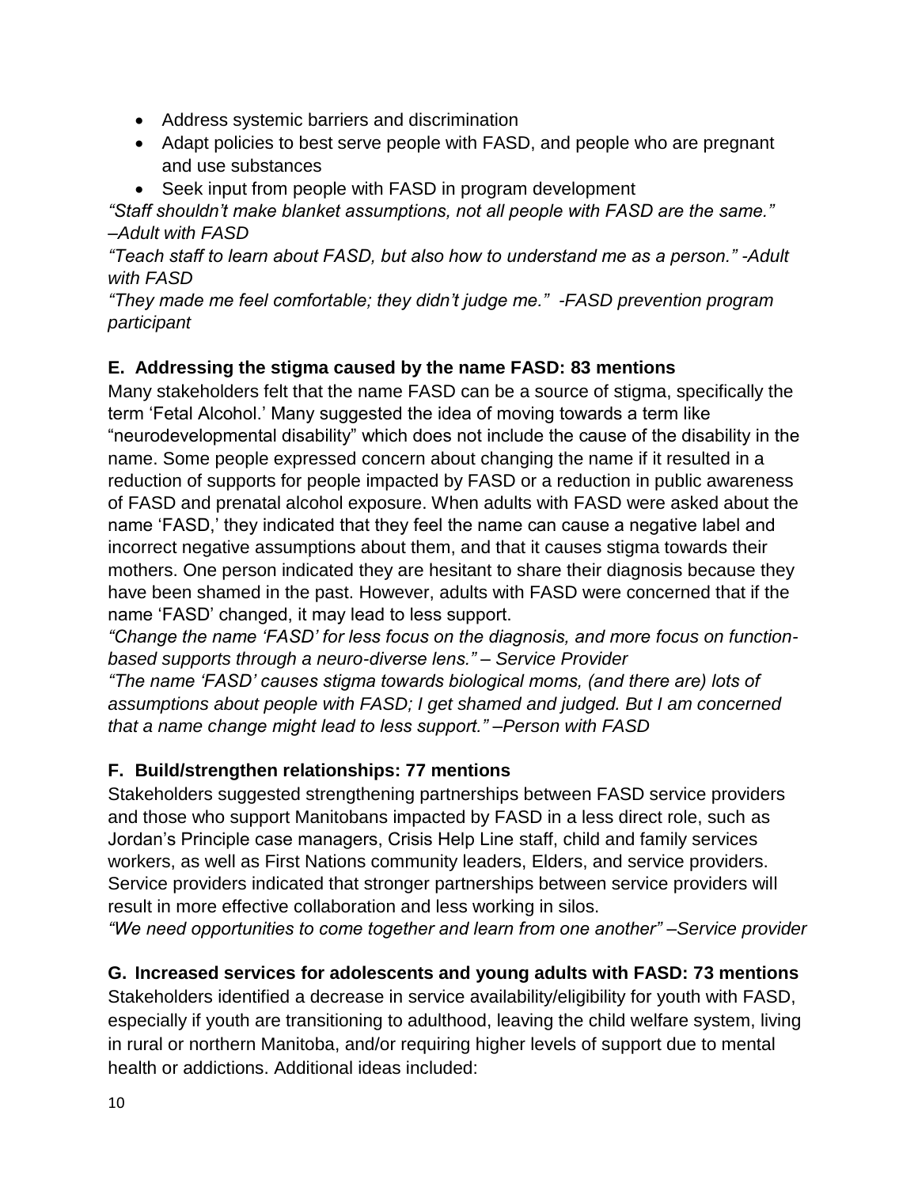- Address systemic barriers and discrimination
- Adapt policies to best serve people with FASD, and people who are pregnant and use substances
- Seek input from people with FASD in program development

*"Staff shouldn't make blanket assumptions, not all people with FASD are the same." –Adult with FASD*

*"Teach staff to learn about FASD, but also how to understand me as a person." -Adult with FASD*

*"They made me feel comfortable; they didn't judge me." -FASD prevention program participant*

### E. Addressing the stigma caused by the name FASD: 83 mentions

Many stakeholders felt that the name FASD can be a source of stigma, specifically the term 'Fetal Alcohol.' Many suggested the idea of moving towards a term like "neurodevelopmental disability" which does not include the cause of the disability in the name. Some people expressed concern about changing the name if it resulted in a reduction of supports for people impacted by FASD or a reduction in public awareness of FASD and prenatal alcohol exposure. When adults with FASD were asked about the name 'FASD,' they indicated that they feel the name can cause a negative label and incorrect negative assumptions about them, and that it causes stigma towards their mothers. One person indicated they are hesitant to share their diagnosis because they have been shamed in the past. However, adults with FASD were concerned that if the name 'FASD' changed, it may lead to less support.

*"Change the name 'FASD' for less focus on the diagnosis, and more focus on function-based supports through a neuro-diverse lens." – Service Provider*

*"The name 'FASD' causes stigma towards biological moms, (and there are) lots of assumptions about people with FASD; I get shamed and judged. But I am concerned that a name change might lead to less support." –Person with FASD*

### F. Build/strengthen relationships: 77 mentions

Stakeholders suggested strengthening partnerships between FASD service providers and those who support Manitobans impacted by FASD in a less direct role, such as Jordan's Principle case managers, Crisis Help Line staff, child and family services workers, as well as First Nations community leaders, Elders, and service providers. Service providers indicated that stronger partnerships between service providers will result in more effective collaboration and less working in silos.

*"We need opportunities to come together and learn from one another" –Service provider*

### G. Increased services for adolescents and young adults with FASD: 73 mentions

Stakeholders identified a decrease in service availability/eligibility for youth with FASD, especially if youth are transitioning to adulthood, leaving the child welfare system, living in rural or northern Manitoba, and/or requiring higher levels of support due to mental health or addictions. Additional ideas included: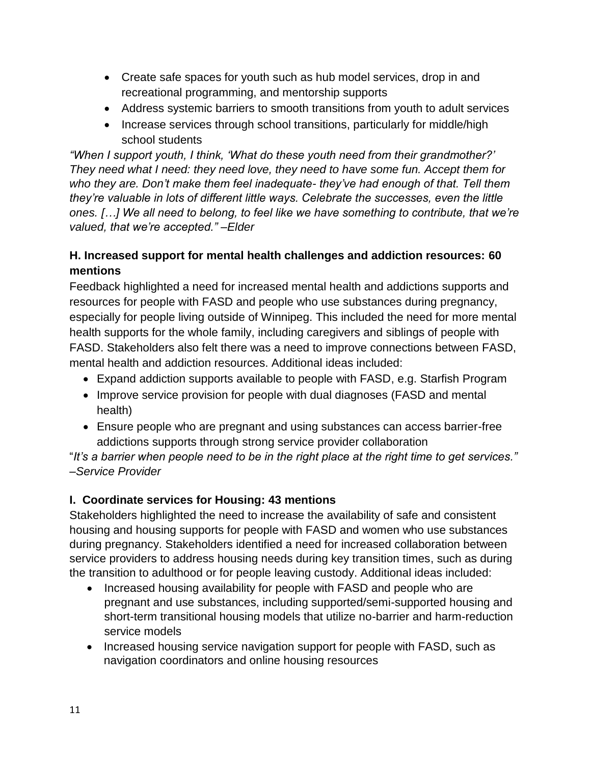- Create safe spaces for youth such as hub model services, drop in and recreational programming, and mentorship supports
- Address systemic barriers to smooth transitions from youth to adult services
- Increase services through school transitions, particularly for middle/high school students

*"When I support youth, I think, 'What do these youth need from their grandmother?' They need what I need: they need love, they need to have some fun. Accept them for who they are. Don't make them feel inadequate- they've had enough of that. Tell them they're valuable in lots of different little ways. Celebrate the successes, even the little ones. […] We all need to belong, to feel like we have something to contribute, that we're valued, that we're accepted." –Elder*

### H. Increased support for mental health challenges and addiction resources: 60 mentions

Feedback highlighted a need for increased mental health and addictions supports and resources for people with FASD and people who use substances during pregnancy, especially for people living outside of Winnipeg. This included the need for more mental health supports for the whole family, including caregivers and siblings of people with FASD. Stakeholders also felt there was a need to improve connections between FASD, mental health and addiction resources. Additional ideas included:

- Expand addiction supports available to people with FASD, e.g. Starfish Program
- Improve service provision for people with dual diagnoses (FASD and mental health)
- Ensure people who are pregnant and using substances can access barrier-free addictions supports through strong service provider collaboration

"*It's a barrier when people need to be in the right place at the right time to get services." –Service Provider*

### I. Coordinate services for Housing: 43 mentions

Stakeholders highlighted the need to increase the availability of safe and consistent housing and housing supports for people with FASD and women who use substances during pregnancy. Stakeholders identified a need for increased collaboration between service providers to address housing needs during key transition times, such as during the transition to adulthood or for people leaving custody. Additional ideas included:

- Increased housing availability for people with FASD and people who are pregnant and use substances, including supported/semi-supported housing and short-term transitional housing models that utilize no-barrier and harm-reduction service models
- Increased housing service navigation support for people with FASD, such as navigation coordinators and online housing resources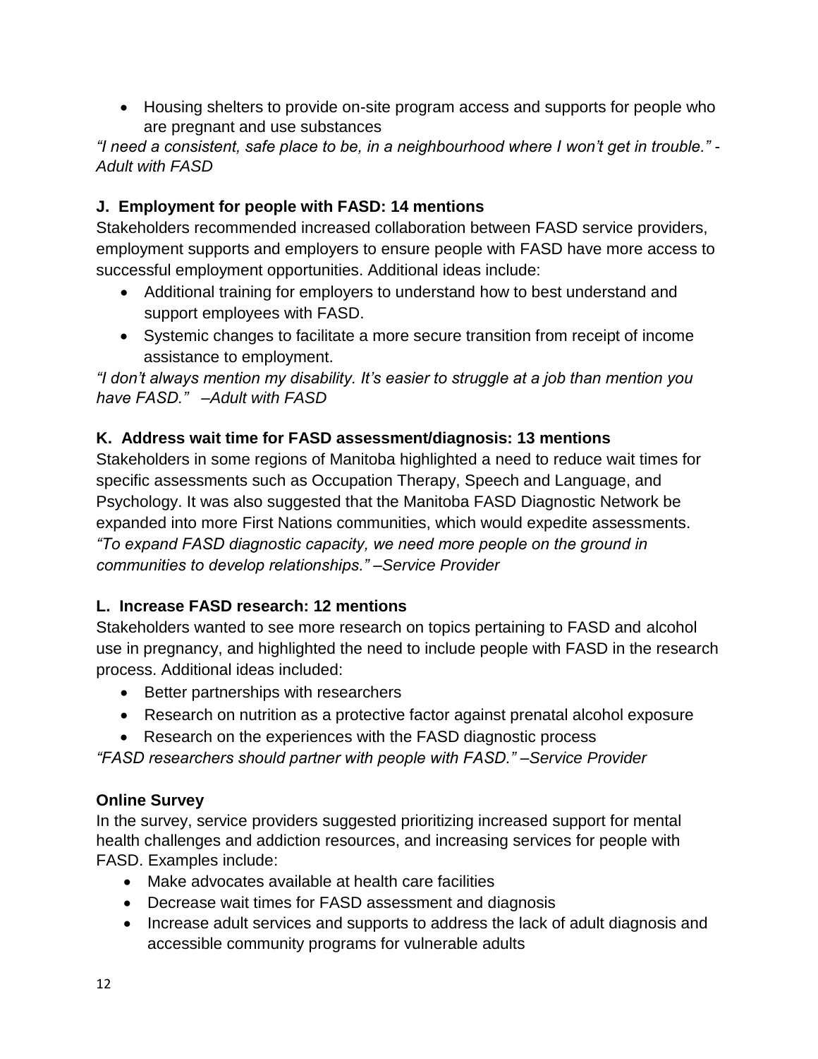- Housing shelters to provide on-site program access and supports for people who are pregnant and use substances

*“I need a consistent, safe place to be, in a neighbourhood where I won’t get in trouble.” - Adult with FASD*

**J. Employment for people with FASD: 14 mentions**

Stakeholders recommended increased collaboration between FASD service providers, employment supports and employers to ensure people with FASD have more access to successful employment opportunities. Additional ideas include:

- Additional training for employers to understand how to best understand and support employees with FASD.
- Systemic changes to facilitate a more secure transition from receipt of income assistance to employment.

*“I don’t always mention my disability. It’s easier to struggle at a job than mention you have FASD.” –Adult with FASD*

**K. Address wait time for FASD assessment/diagnosis: 13 mentions**

Stakeholders in some regions of Manitoba highlighted a need to reduce wait times for specific assessments such as Occupation Therapy, Speech and Language, and Psychology. It was also suggested that the Manitoba FASD Diagnostic Network be expanded into more First Nations communities, which would expedite assessments.

*“To expand FASD diagnostic capacity, we need more people on the ground in communities to develop relationships.” –Service Provider*

**L. Increase FASD research: 12 mentions**

Stakeholders wanted to see more research on topics pertaining to FASD and alcohol use in pregnancy, and highlighted the need to include people with FASD in the research process. Additional ideas included:

- Better partnerships with researchers
- Research on nutrition as a protective factor against prenatal alcohol exposure
- Research on the experiences with the FASD diagnostic process

*“FASD researchers should partner with people with FASD.” –Service Provider*

**Online Survey**

In the survey, service providers suggested prioritizing increased support for mental health challenges and addiction resources, and increasing services for people with FASD. Examples include:

- Make advocates available at health care facilities
- Decrease wait times for FASD assessment and diagnosis
- Increase adult services and supports to address the lack of adult diagnosis and accessible community programs for vulnerable adults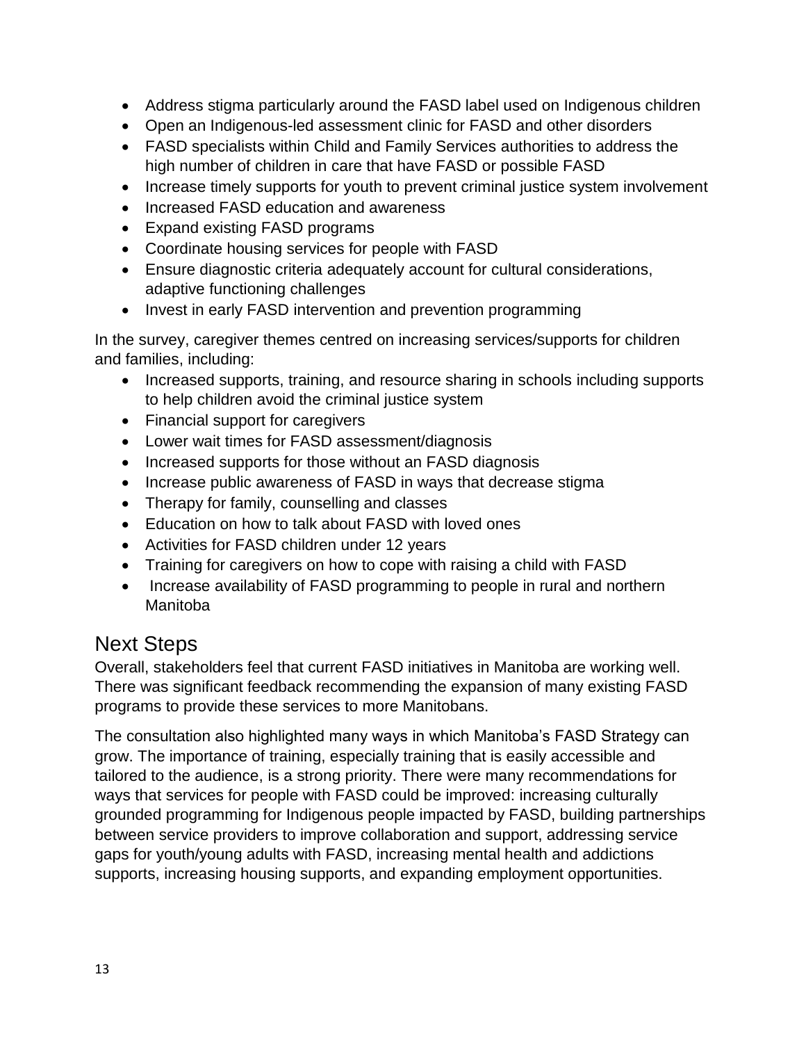- Address stigma particularly around the FASD label used on Indigenous children
- Open an Indigenous-led assessment clinic for FASD and other disorders
- FASD specialists within Child and Family Services authorities to address the high number of children in care that have FASD or possible FASD
- Increase timely supports for youth to prevent criminal justice system involvement
- Increased FASD education and awareness
- Expand existing FASD programs
- Coordinate housing services for people with FASD
- Ensure diagnostic criteria adequately account for cultural considerations, adaptive functioning challenges
- Invest in early FASD intervention and prevention programming

In the survey, caregiver themes centred on increasing services/supports for children and families, including:

- Increased supports, training, and resource sharing in schools including supports to help children avoid the criminal justice system
- Financial support for caregivers
- Lower wait times for FASD assessment/diagnosis
- Increased supports for those without an FASD diagnosis
- Increase public awareness of FASD in ways that decrease stigma
- Therapy for family, counselling and classes
- Education on how to talk about FASD with loved ones
- Activities for FASD children under 12 years
- Training for caregivers on how to cope with raising a child with FASD
- Increase availability of FASD programming to people in rural and northern Manitoba

## Next Steps

Overall, stakeholders feel that current FASD initiatives in Manitoba are working well. There was significant feedback recommending the expansion of many existing FASD programs to provide these services to more Manitobans.

The consultation also highlighted many ways in which Manitoba's FASD Strategy can grow. The importance of training, especially training that is easily accessible and tailored to the audience, is a strong priority. There were many recommendations for ways that services for people with FASD could be improved: increasing culturally grounded programming for Indigenous people impacted by FASD, building partnerships between service providers to improve collaboration and support, addressing service gaps for youth/young adults with FASD, increasing mental health and addictions supports, increasing housing supports, and expanding employment opportunities.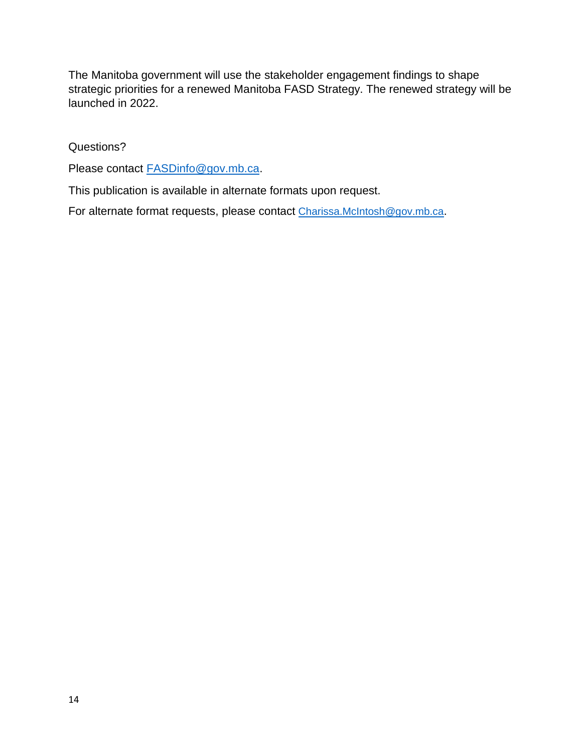The Manitoba government will use the stakeholder engagement findings to shape strategic priorities for a renewed Manitoba FASD Strategy. The renewed strategy will be launched in 2022.

Questions?

Please contact FASDinfo@gov.mb.ca.

This publication is available in alternate formats upon request.

For alternate format requests, please contact Charissa.McIntosh@gov.mb.ca.